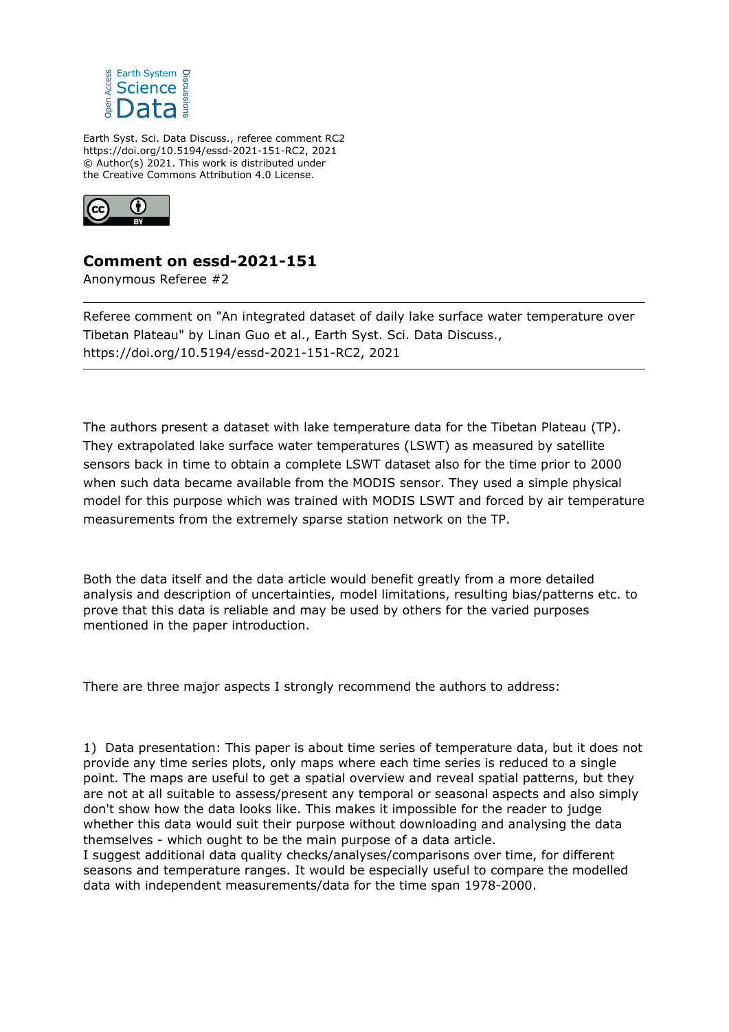Earth Syst. Sci. Data Discuss., referee comment RC2
https://doi.org/10.5194/essd-2021-151-RC2, 2021
© Author(s) 2021. This work is distributed under
the Creative Commons Attribution 4.0 License.

# Comment on essd-2021-151

Anonymous Referee #2

---

Referee comment on "An integrated dataset of daily lake surface water temperature over Tibetan Plateau" by Linan Guo et al., Earth Syst. Sci. Data Discuss., https://doi.org/10.5194/essd-2021-151-RC2, 2021

---

The authors present a dataset with lake temperature data for the Tibetan Plateau (TP). They extrapolated lake surface water temperatures (LSWT) as measured by satellite sensors back in time to obtain a complete LSWT dataset also for the time prior to 2000 when such data became available from the MODIS sensor. They used a simple physical model for this purpose which was trained with MODIS LSWT and forced by air temperature measurements from the extremely sparse station network on the TP.

Both the data itself and the data article would benefit greatly from a more detailed analysis and description of uncertainties, model limitations, resulting bias/patterns etc. to prove that this data is reliable and may be used by others for the varied purposes mentioned in the paper introduction.

There are three major aspects I strongly recommend the authors to address:

1) Data presentation: This paper is about time series of temperature data, but it does not provide any time series plots, only maps where each time series is reduced to a single point. The maps are useful to get a spatial overview and reveal spatial patterns, but they are not at all suitable to assess/present any temporal or seasonal aspects and also simply don't show how the data looks like. This makes it impossible for the reader to judge whether this data would suit their purpose without downloading and analysing the data themselves - which ought to be the main purpose of a data article.
I suggest additional data quality checks/analyses/comparisons over time, for different seasons and temperature ranges. It would be especially useful to compare the modelled data with independent measurements/data for the time span 1978-2000.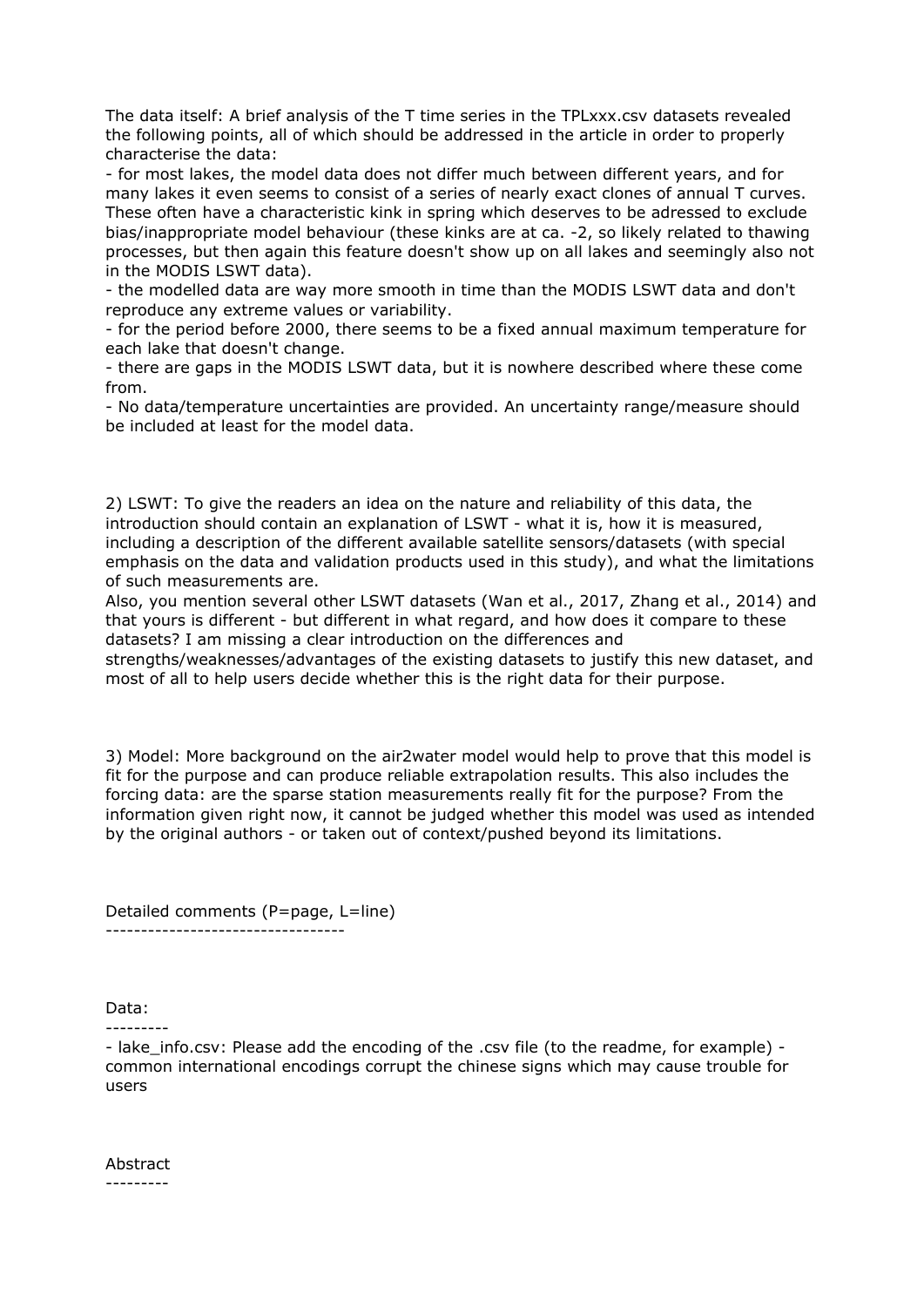The data itself: A brief analysis of the T time series in the TPLxxx.csv datasets revealed the following points, all of which should be addressed in the article in order to properly characterise the data:

- for most lakes, the model data does not differ much between different years, and for many lakes it even seems to consist of a series of nearly exact clones of annual T curves. These often have a characteristic kink in spring which deserves to be adressed to exclude bias/inappropriate model behaviour (these kinks are at ca. -2, so likely related to thawing processes, but then again this feature doesn't show up on all lakes and seemingly also not in the MODIS LSWT data).
- the modelled data are way more smooth in time than the MODIS LSWT data and don't reproduce any extreme values or variability.
- for the period before 2000, there seems to be a fixed annual maximum temperature for each lake that doesn't change.
- there are gaps in the MODIS LSWT data, but it is nowhere described where these come from.
- No data/temperature uncertainties are provided. An uncertainty range/measure should be included at least for the model data.

2) LSWT: To give the readers an idea on the nature and reliability of this data, the introduction should contain an explanation of LSWT - what it is, how it is measured, including a description of the different available satellite sensors/datasets (with special emphasis on the data and validation products used in this study), and what the limitations of such measurements are.
Also, you mention several other LSWT datasets (Wan et al., 2017, Zhang et al., 2014) and that yours is different - but different in what regard, and how does it compare to these datasets? I am missing a clear introduction on the differences and strengths/weaknesses/advantages of the existing datasets to justify this new dataset, and most of all to help users decide whether this is the right data for their purpose.

3) Model: More background on the air2water model would help to prove that this model is fit for the purpose and can produce reliable extrapolation results. This also includes the forcing data: are the sparse station measurements really fit for the purpose? From the information given right now, it cannot be judged whether this model was used as intended by the original authors - or taken out of context/pushed beyond its limitations.

Detailed comments (P=page, L=line)
----------------------------------

Data:
---------
- lake_info.csv: Please add the encoding of the .csv file (to the readme, for example) - common international encodings corrupt the chinese signs which may cause trouble for users

Abstract
---------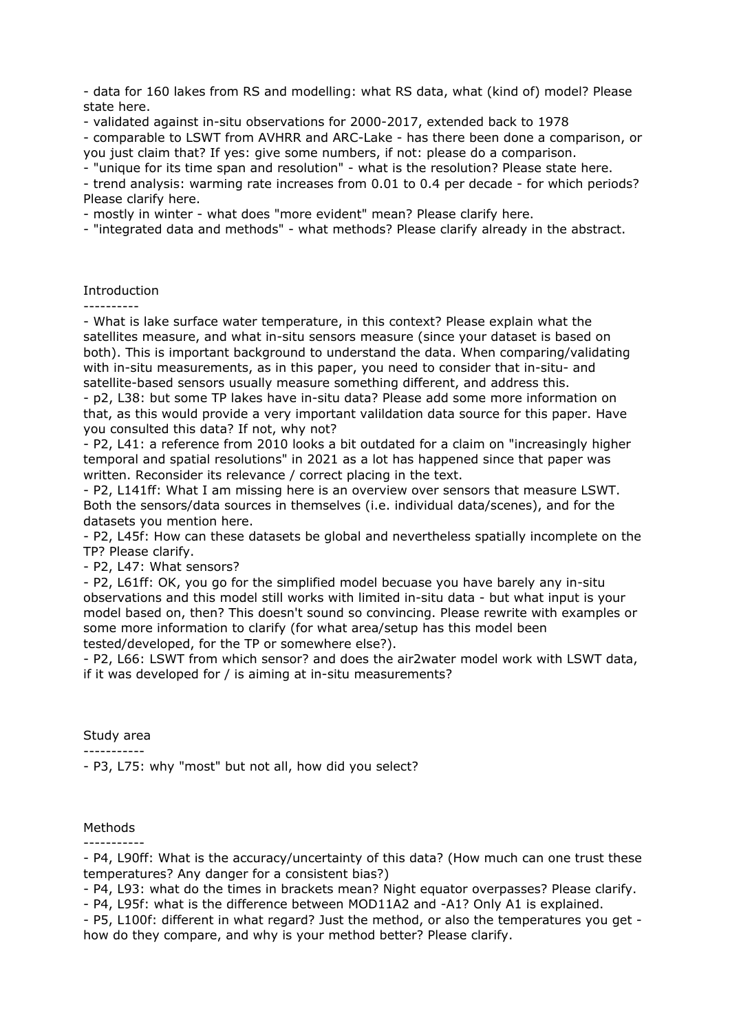- data for 160 lakes from RS and modelling: what RS data, what (kind of) model? Please state here.
- validated against in-situ observations for 2000-2017, extended back to 1978
- comparable to LSWT from AVHRR and ARC-Lake - has there been done a comparison, or you just claim that? If yes: give some numbers, if not: please do a comparison.
- "unique for its time span and resolution" - what is the resolution? Please state here.
- trend analysis: warming rate increases from 0.01 to 0.4 per decade - for which periods? Please clarify here.
- mostly in winter - what does "more evident" mean? Please clarify here.
- "integrated data and methods" - what methods? Please clarify already in the abstract.

## Introduction

----------

- What is lake surface water temperature, in this context? Please explain what the satellites measure, and what in-situ sensors measure (since your dataset is based on both). This is important background to understand the data. When comparing/validating with in-situ measurements, as in this paper, you need to consider that in-situ- and satellite-based sensors usually measure something different, and address this.
- p2, L38: but some TP lakes have in-situ data? Please add some more information on that, as this would provide a very important valildation data source for this paper. Have you consulted this data? If not, why not?
- P2, L41: a reference from 2010 looks a bit outdated for a claim on "increasingly higher temporal and spatial resolutions" in 2021 as a lot has happened since that paper was written. Reconsider its relevance / correct placing in the text.
- P2, L141ff: What I am missing here is an overview over sensors that measure LSWT. Both the sensors/data sources in themselves (i.e. individual data/scenes), and for the datasets you mention here.
- P2, L45f: How can these datasets be global and nevertheless spatially incomplete on the TP? Please clarify.
- P2, L47: What sensors?
- P2, L61ff: OK, you go for the simplified model becuase you have barely any in-situ observations and this model still works with limited in-situ data - but what input is your model based on, then? This doesn't sound so convincing. Please rewrite with examples or some more information to clarify (for what area/setup has this model been tested/developed, for the TP or somewhere else?).
- P2, L66: LSWT from which sensor? and does the air2water model work with LSWT data, if it was developed for / is aiming at in-situ measurements?

## Study area

-----------

- P3, L75: why "most" but not all, how did you select?

## Methods

-----------

- P4, L90ff: What is the accuracy/uncertainty of this data? (How much can one trust these temperatures? Any danger for a consistent bias?)
- P4, L93: what do the times in brackets mean? Night equator overpasses? Please clarify.
- P4, L95f: what is the difference between MOD11A2 and -A1? Only A1 is explained.
- P5, L100f: different in what regard? Just the method, or also the temperatures you get - how do they compare, and why is your method better? Please clarify.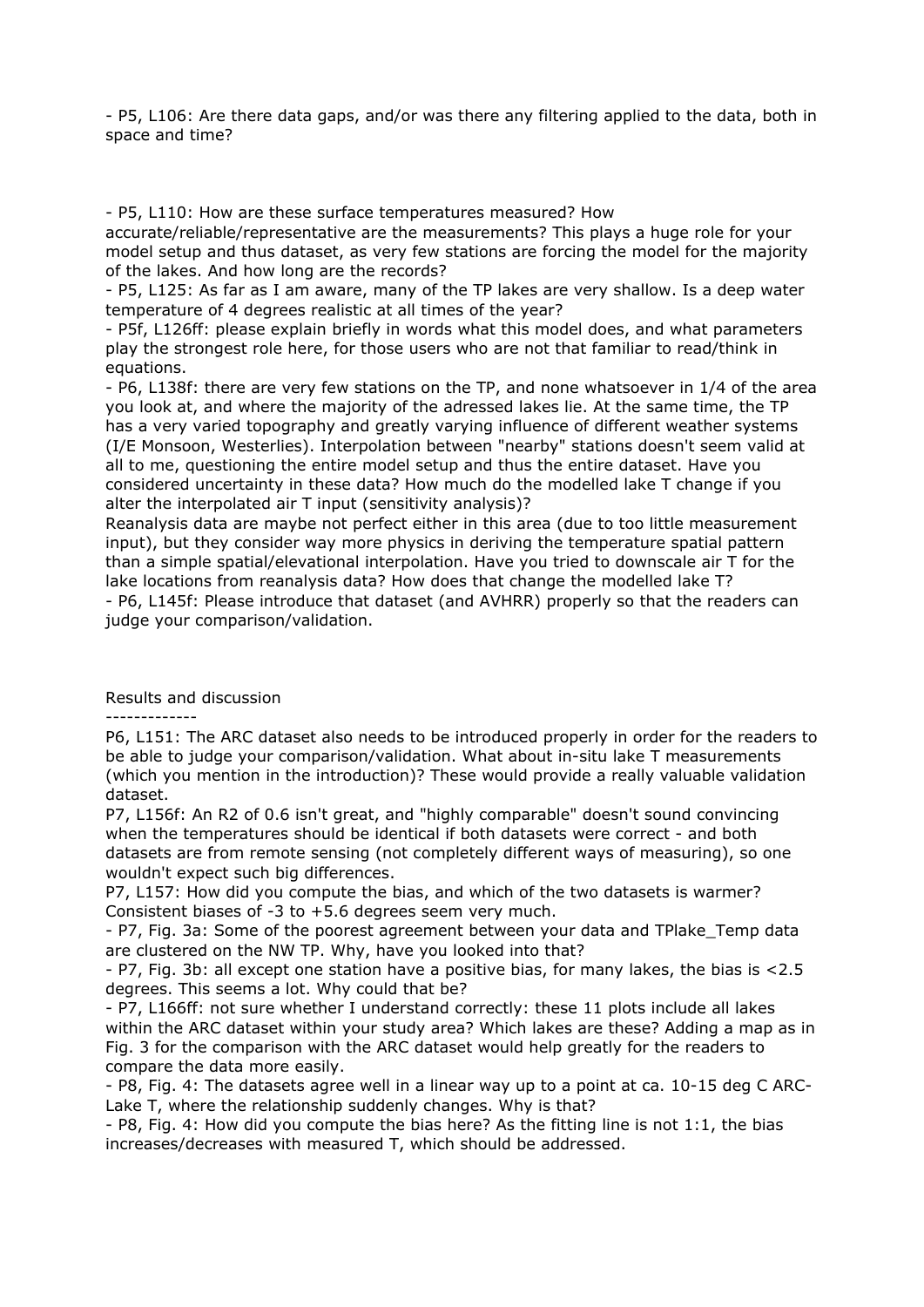- P5, L106: Are there data gaps, and/or was there any filtering applied to the data, both in space and time?

- P5, L110: How are these surface temperatures measured? How accurate/reliable/representative are the measurements? This plays a huge role for your model setup and thus dataset, as very few stations are forcing the model for the majority of the lakes. And how long are the records?
- P5, L125: As far as I am aware, many of the TP lakes are very shallow. Is a deep water temperature of 4 degrees realistic at all times of the year?
- P5f, L126ff: please explain briefly in words what this model does, and what parameters play the strongest role here, for those users who are not that familiar to read/think in equations.
- P6, L138f: there are very few stations on the TP, and none whatsoever in 1/4 of the area you look at, and where the majority of the adressed lakes lie. At the same time, the TP has a very varied topography and greatly varying influence of different weather systems (I/E Monsoon, Westerlies). Interpolation between "nearby" stations doesn't seem valid at all to me, questioning the entire model setup and thus the entire dataset. Have you considered uncertainty in these data? How much do the modelled lake T change if you alter the interpolated air T input (sensitivity analysis)?
Reanalysis data are maybe not perfect either in this area (due to too little measurement input), but they consider way more physics in deriving the temperature spatial pattern than a simple spatial/elevational interpolation. Have you tried to downscale air T for the lake locations from reanalysis data? How does that change the modelled lake T?
- P6, L145f: Please introduce that dataset (and AVHRR) properly so that the readers can judge your comparison/validation.

## Results and discussion

P6, L151: The ARC dataset also needs to be introduced properly in order for the readers to be able to judge your comparison/validation. What about in-situ lake T measurements (which you mention in the introduction)? These would provide a really valuable validation dataset.
P7, L156f: An $R^2$ of 0.6 isn't great, and "highly comparable" doesn't sound convincing when the temperatures should be identical if both datasets were correct - and both datasets are from remote sensing (not completely different ways of measuring), so one wouldn't expect such big differences.
P7, L157: How did you compute the bias, and which of the two datasets is warmer? Consistent biases of -3 to +5.6 degrees seem very much.
- P7, Fig. 3a: Some of the poorest agreement between your data and TPlake_Temp data are clustered on the NW TP. Why, have you looked into that?
- P7, Fig. 3b: all except one station have a positive bias, for many lakes, the bias is <2.5 degrees. This seems a lot. Why could that be?
- P7, L166ff: not sure whether I understand correctly: these 11 plots include all lakes within the ARC dataset within your study area? Which lakes are these? Adding a map as in Fig. 3 for the comparison with the ARC dataset would help greatly for the readers to compare the data more easily.
- P8, Fig. 4: The datasets agree well in a linear way up to a point at ca. 10-15 deg C ARC-Lake T, where the relationship suddenly changes. Why is that?
- P8, Fig. 4: How did you compute the bias here? As the fitting line is not 1:1, the bias increases/decreases with measured T, which should be addressed.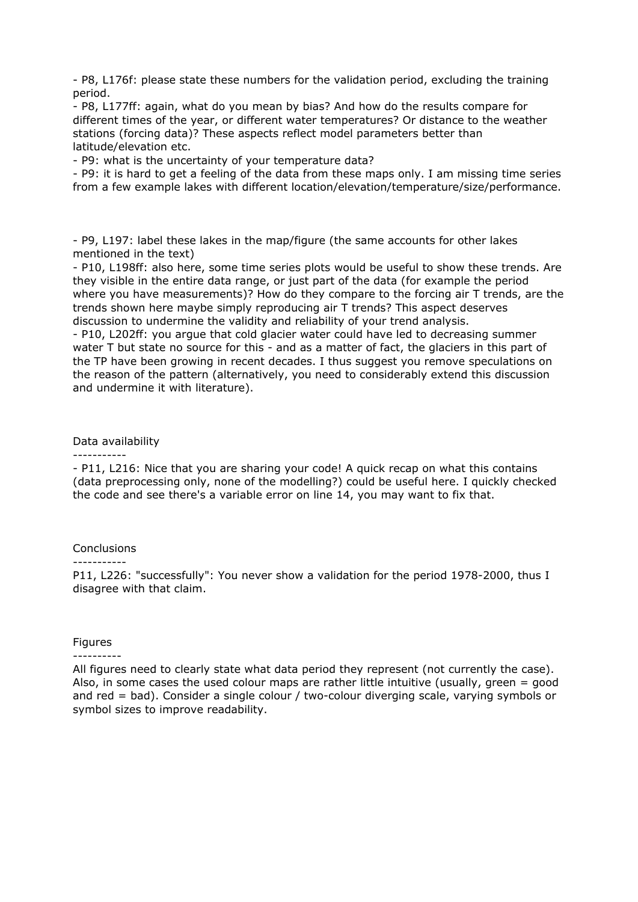- P8, L176f: please state these numbers for the validation period, excluding the training period.
- P8, L177ff: again, what do you mean by bias? And how do the results compare for different times of the year, or different water temperatures? Or distance to the weather stations (forcing data)? These aspects reflect model parameters better than latitude/elevation etc.
- P9: what is the uncertainty of your temperature data?
- P9: it is hard to get a feeling of the data from these maps only. I am missing time series from a few example lakes with different location/elevation/temperature/size/performance.

- P9, L197: label these lakes in the map/figure (the same accounts for other lakes mentioned in the text)
- P10, L198ff: also here, some time series plots would be useful to show these trends. Are they visible in the entire data range, or just part of the data (for example the period where you have measurements)? How do they compare to the forcing air T trends, are the trends shown here maybe simply reproducing air T trends? This aspect deserves discussion to undermine the validity and reliability of your trend analysis.
- P10, L202ff: you argue that cold glacier water could have led to decreasing summer water T but state no source for this - and as a matter of fact, the glaciers in this part of the TP have been growing in recent decades. I thus suggest you remove speculations on the reason of the pattern (alternatively, you need to considerably extend this discussion and undermine it with literature).

## Data availability

- P11, L216: Nice that you are sharing your code! A quick recap on what this contains (data preprocessing only, none of the modelling?) could be useful here. I quickly checked the code and see there's a variable error on line 14, you may want to fix that.

## Conclusions

P11, L226: "successfully": You never show a validation for the period 1978-2000, thus I disagree with that claim.

## Figures

All figures need to clearly state what data period they represent (not currently the case). Also, in some cases the used colour maps are rather little intuitive (usually, green = good and red = bad). Consider a single colour / two-colour diverging scale, varying symbols or symbol sizes to improve readability.